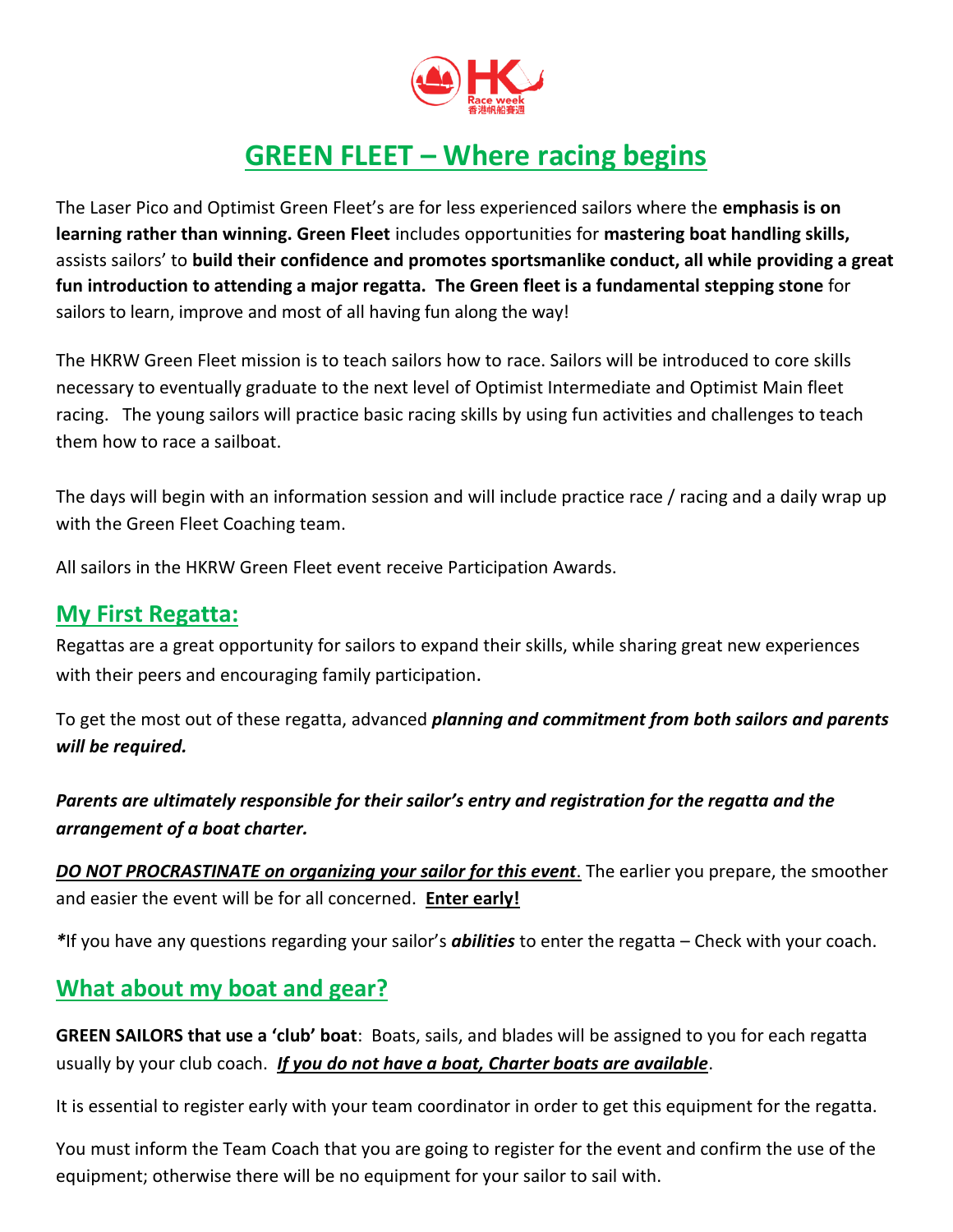# GREEN FLEET – Where racing begins

The Laser Pico and Optimist Green Fleet's are for less experienced sailors where the **emphasis is on learning rather than winning. Green Fleet** includes opportunities for **mastering boat handling skills,** assists sailors' to **build their confidence and promotes sportsmanlike conduct, all while providing a great fun introduction to attending a major regatta. The Green fleet is a fundamental stepping stone** for sailors to learn, improve and most of all having fun along the way!

The HKRW Green Fleet mission is to teach sailors how to race. Sailors will be introduced to core skills necessary to eventually graduate to the next level of Optimist Intermediate and Optimist Main fleet racing. The young sailors will practice basic racing skills by using fun activities and challenges to teach them how to race a sailboat.

The days will begin with an information session and will include practice race / racing and a daily wrap up with the Green Fleet Coaching team.

All sailors in the HKRW Green Fleet event receive Participation Awards.

## My First Regatta:

Regattas are a great opportunity for sailors to expand their skills, while sharing great new experiences with their peers and encouraging family participation.

To get the most out of these regatta, advanced ***planning and commitment from both sailors and parents will be required.***

***Parents are ultimately responsible for their sailor's entry and registration for the regatta and the arrangement of a boat charter.***

***DO NOT PROCRASTINATE on organizing your sailor for this event***. The earlier you prepare, the smoother and easier the event will be for all concerned. **Enter early!**

*If you have any questions regarding your sailor's ***abilities*** to enter the regatta – Check with your coach.

## What about my boat and gear?

**GREEN SAILORS that use a 'club' boat**: Boats, sails, and blades will be assigned to you for each regatta usually by your club coach. ***If you do not have a boat, Charter boats are available***.

It is essential to register early with your team coordinator in order to get this equipment for the regatta.

You must inform the Team Coach that you are going to register for the event and confirm the use of the equipment; otherwise there will be no equipment for your sailor to sail with.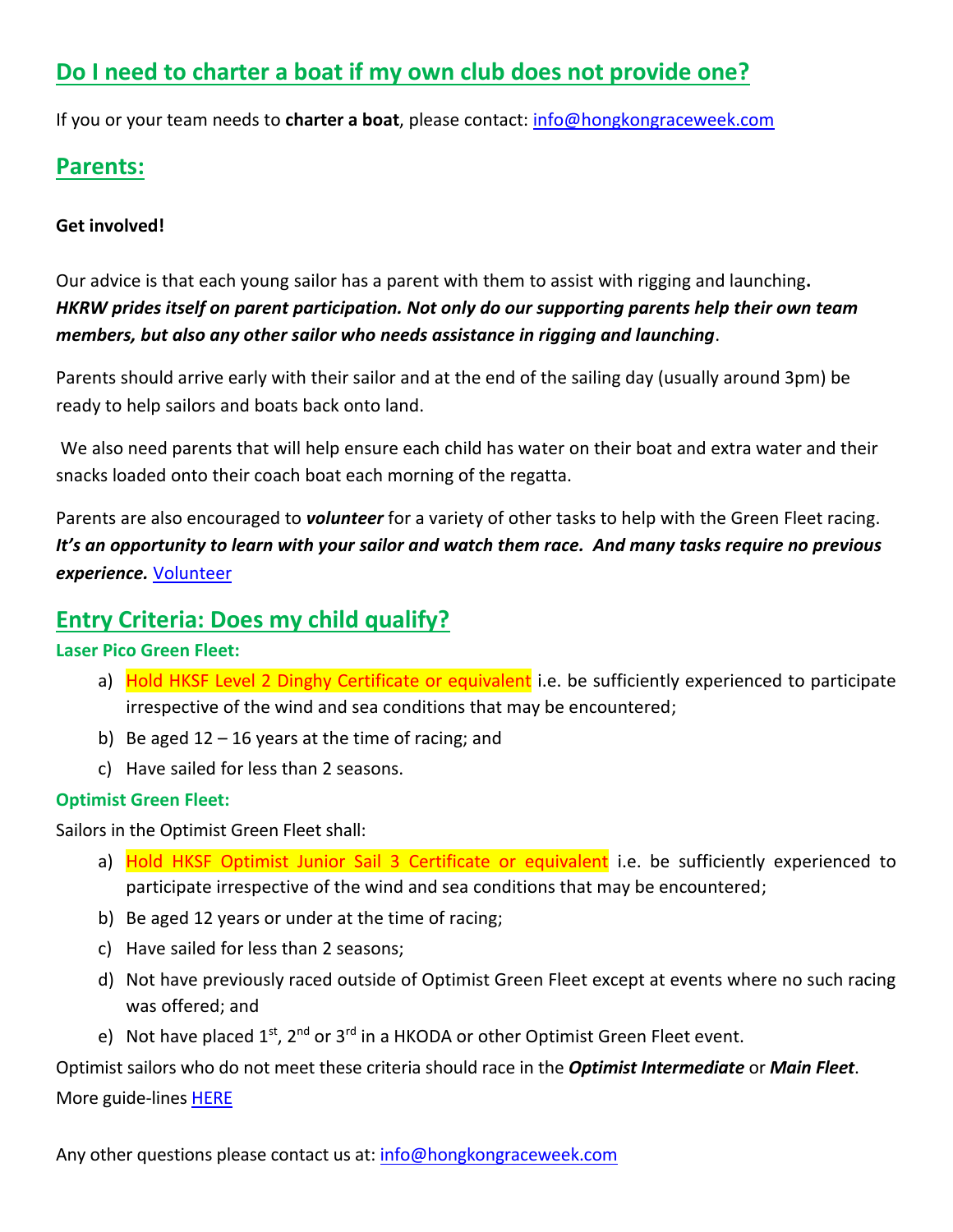## Do I need to charter a boat if my own club does not provide one?

If you or your team needs to **charter a boat**, please contact: info@hongkongraceweek.com

## Parents:

**Get involved!**

Our advice is that each young sailor has a parent with them to assist with rigging and launching**.**
***HKRW prides itself on parent participation. Not only do our supporting parents help their own team members, but also any other sailor who needs assistance in rigging and launching***.

Parents should arrive early with their sailor and at the end of the sailing day (usually around 3pm) be ready to help sailors and boats back onto land.

We also need parents that will help ensure each child has water on their boat and extra water and their snacks loaded onto their coach boat each morning of the regatta.

Parents are also encouraged to ***volunteer*** for a variety of other tasks to help with the Green Fleet racing. ***It's an opportunity to learn with your sailor and watch them race. And many tasks require no previous experience.*** Volunteer

## Entry Criteria: Does my child qualify?

### Laser Pico Green Fleet:

a) Hold HKSF Level 2 Dinghy Certificate or equivalent i.e. be sufficiently experienced to participate irrespective of the wind and sea conditions that may be encountered;
b) Be aged 12 – 16 years at the time of racing; and
c) Have sailed for less than 2 seasons.

### Optimist Green Fleet:

Sailors in the Optimist Green Fleet shall:

a) Hold HKSF Optimist Junior Sail 3 Certificate or equivalent i.e. be sufficiently experienced to participate irrespective of the wind and sea conditions that may be encountered;
b) Be aged 12 years or under at the time of racing;
c) Have sailed for less than 2 seasons;
d) Not have previously raced outside of Optimist Green Fleet except at events where no such racing was offered; and
e) Not have placed 1st, 2nd or 3rd in a HKODA or other Optimist Green Fleet event.

Optimist sailors who do not meet these criteria should race in the ***Optimist Intermediate*** or ***Main Fleet***.
More guide-lines HERE

Any other questions please contact us at: info@hongkongraceweek.com